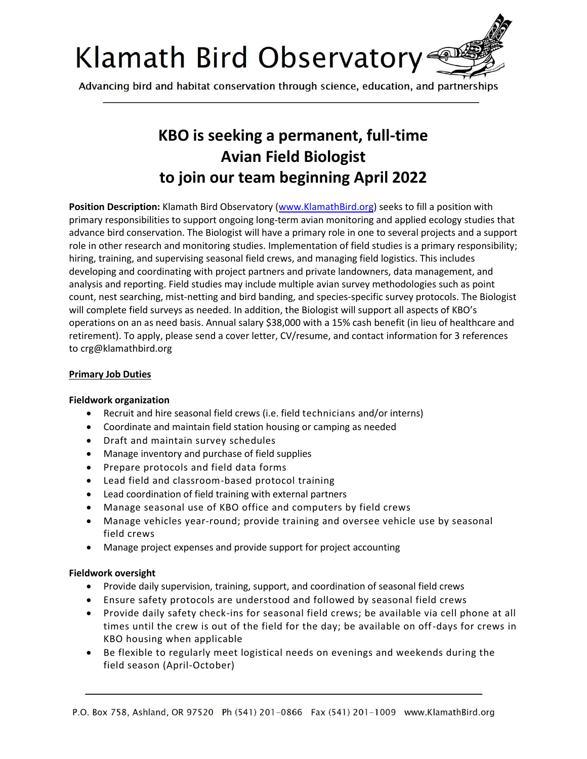# Klamath Bird Observatory

Advancing bird and habitat conservation through science, education, and partnerships

## KBO is seeking a permanent, full-time Avian Field Biologist to join our team beginning April 2022

**Position Description:** Klamath Bird Observatory (www.KlamathBird.org) seeks to fill a position with primary responsibilities to support ongoing long-term avian monitoring and applied ecology studies that advance bird conservation. The Biologist will have a primary role in one to several projects and a support role in other research and monitoring studies. Implementation of field studies is a primary responsibility; hiring, training, and supervising seasonal field crews, and managing field logistics. This includes developing and coordinating with project partners and private landowners, data management, and analysis and reporting. Field studies may include multiple avian survey methodologies such as point count, nest searching, mist-netting and bird banding, and species-specific survey protocols. The Biologist will complete field surveys as needed. In addition, the Biologist will support all aspects of KBO's operations on an as need basis. Annual salary $38,000 with a 15% cash benefit (in lieu of healthcare and retirement). To apply, please send a cover letter, CV/resume, and contact information for 3 references to crg@klamathbird.org

### Primary Job Duties

**Fieldwork organization**

- Recruit and hire seasonal field crews (i.e. field technicians and/or interns)
- Coordinate and maintain field station housing or camping as needed
- Draft and maintain survey schedules
- Manage inventory and purchase of field supplies
- Prepare protocols and field data forms
- Lead field and classroom-based protocol training
- Lead coordination of field training with external partners
- Manage seasonal use of KBO office and computers by field crews
- Manage vehicles year-round; provide training and oversee vehicle use by seasonal field crews
- Manage project expenses and provide support for project accounting

**Fieldwork oversight**

- Provide daily supervision, training, support, and coordination of seasonal field crews
- Ensure safety protocols are understood and followed by seasonal field crews
- Provide daily safety check-ins for seasonal field crews; be available via cell phone at all times until the crew is out of the field for the day; be available on off-days for crews in KBO housing when applicable
- Be flexible to regularly meet logistical needs on evenings and weekends during the field season (April-October)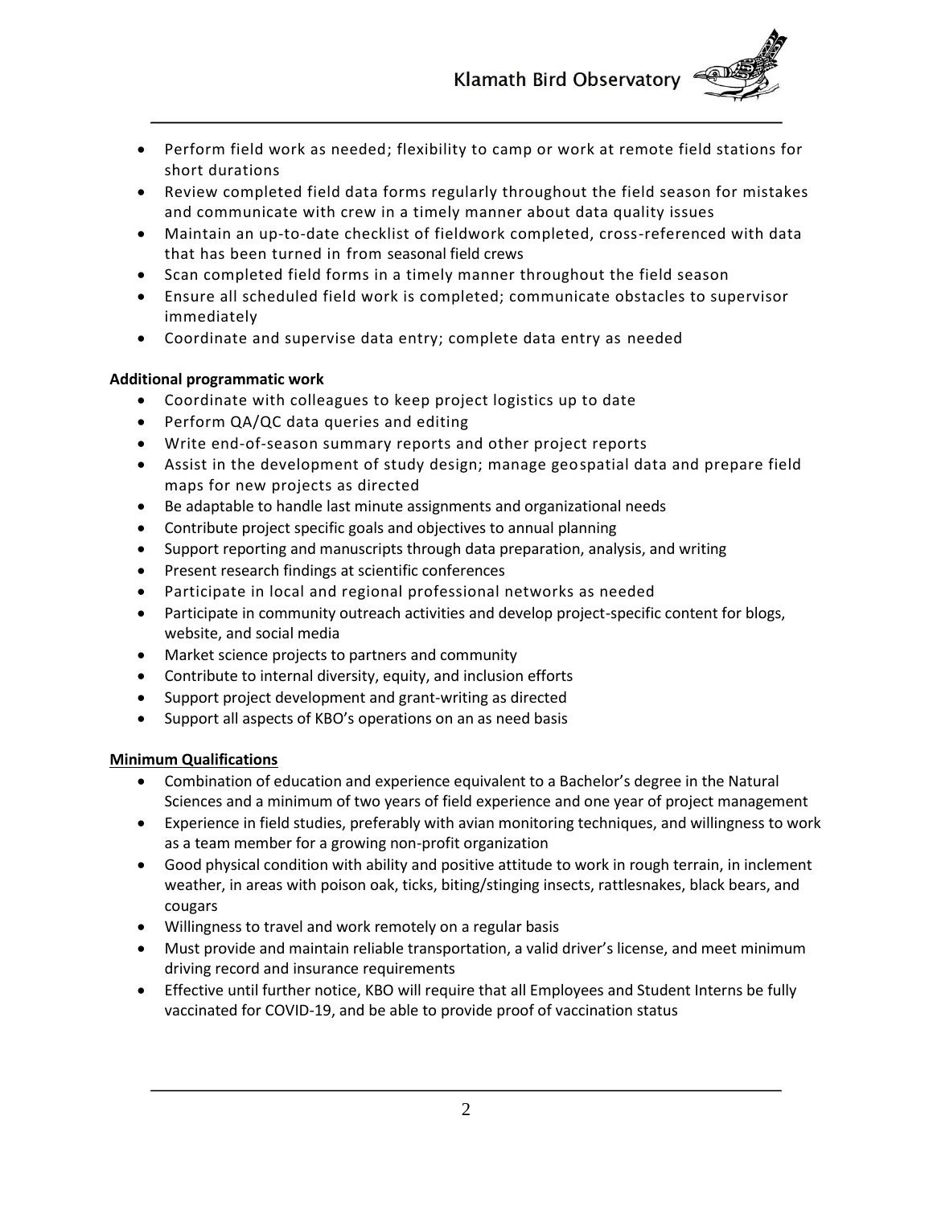- Perform field work as needed; flexibility to camp or work at remote field stations for short durations
- Review completed field data forms regularly throughout the field season for mistakes and communicate with crew in a timely manner about data quality issues
- Maintain an up-to-date checklist of fieldwork completed, cross-referenced with data that has been turned in from seasonal field crews
- Scan completed field forms in a timely manner throughout the field season
- Ensure all scheduled field work is completed; communicate obstacles to supervisor immediately
- Coordinate and supervise data entry; complete data entry as needed

**Additional programmatic work**

- Coordinate with colleagues to keep project logistics up to date
- Perform QA/QC data queries and editing
- Write end-of-season summary reports and other project reports
- Assist in the development of study design; manage geospatial data and prepare field maps for new projects as directed
- Be adaptable to handle last minute assignments and organizational needs
- Contribute project specific goals and objectives to annual planning
- Support reporting and manuscripts through data preparation, analysis, and writing
- Present research findings at scientific conferences
- Participate in local and regional professional networks as needed
- Participate in community outreach activities and develop project-specific content for blogs, website, and social media
- Market science projects to partners and community
- Contribute to internal diversity, equity, and inclusion efforts
- Support project development and grant-writing as directed
- Support all aspects of KBO's operations on an as need basis

**Minimum Qualifications**

- Combination of education and experience equivalent to a Bachelor's degree in the Natural Sciences and a minimum of two years of field experience and one year of project management
- Experience in field studies, preferably with avian monitoring techniques, and willingness to work as a team member for a growing non-profit organization
- Good physical condition with ability and positive attitude to work in rough terrain, in inclement weather, in areas with poison oak, ticks, biting/stinging insects, rattlesnakes, black bears, and cougars
- Willingness to travel and work remotely on a regular basis
- Must provide and maintain reliable transportation, a valid driver's license, and meet minimum driving record and insurance requirements
- Effective until further notice, KBO will require that all Employees and Student Interns be fully vaccinated for COVID-19, and be able to provide proof of vaccination status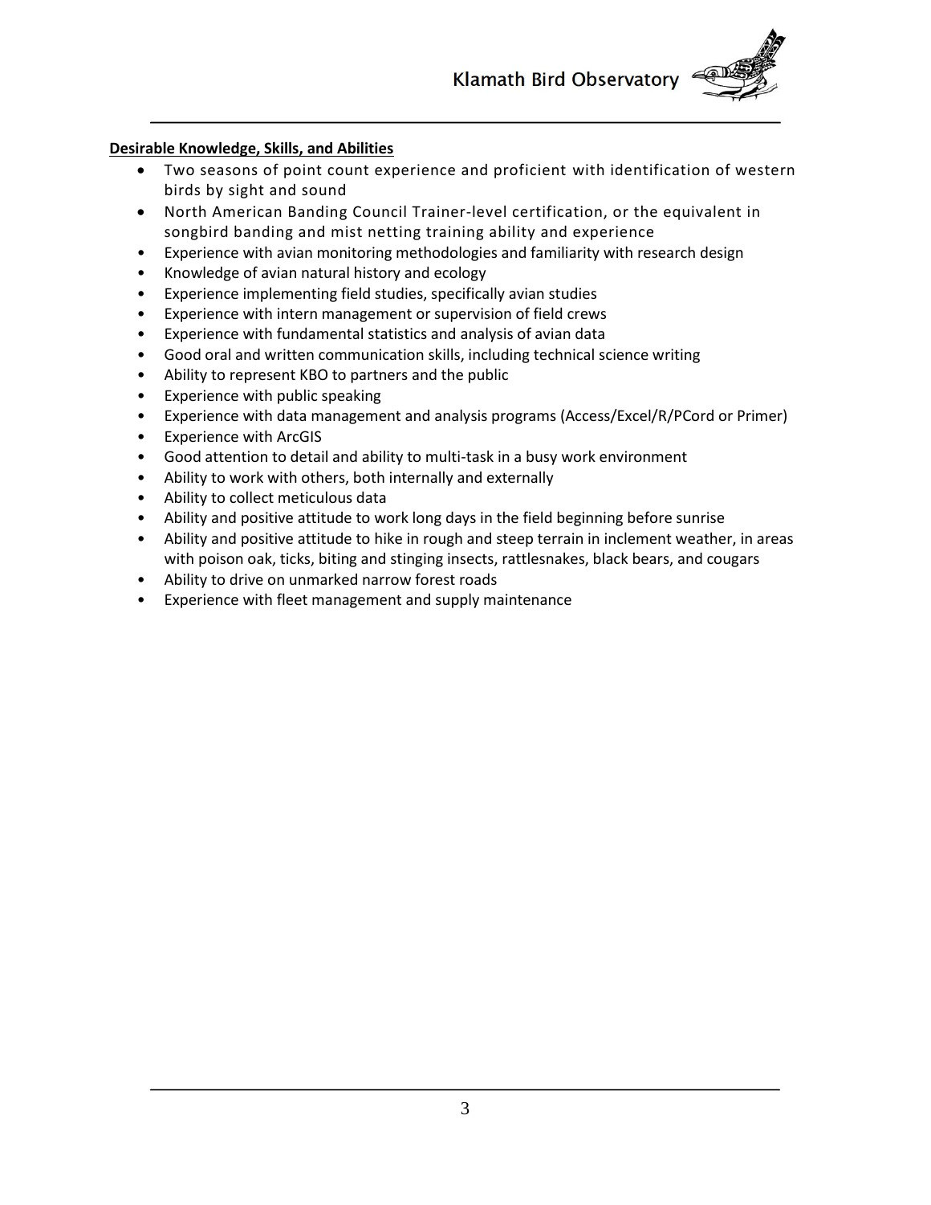**Desirable Knowledge, Skills, and Abilities**

- Two seasons of point count experience and proficient with identification of western birds by sight and sound
- North American Banding Council Trainer-level certification, or the equivalent in songbird banding and mist netting training ability and experience
- Experience with avian monitoring methodologies and familiarity with research design
- Knowledge of avian natural history and ecology
- Experience implementing field studies, specifically avian studies
- Experience with intern management or supervision of field crews
- Experience with fundamental statistics and analysis of avian data
- Good oral and written communication skills, including technical science writing
- Ability to represent KBO to partners and the public
- Experience with public speaking
- Experience with data management and analysis programs (Access/Excel/R/PCord or Primer)
- Experience with ArcGIS
- Good attention to detail and ability to multi-task in a busy work environment
- Ability to work with others, both internally and externally
- Ability to collect meticulous data
- Ability and positive attitude to work long days in the field beginning before sunrise
- Ability and positive attitude to hike in rough and steep terrain in inclement weather, in areas with poison oak, ticks, biting and stinging insects, rattlesnakes, black bears, and cougars
- Ability to drive on unmarked narrow forest roads
- Experience with fleet management and supply maintenance